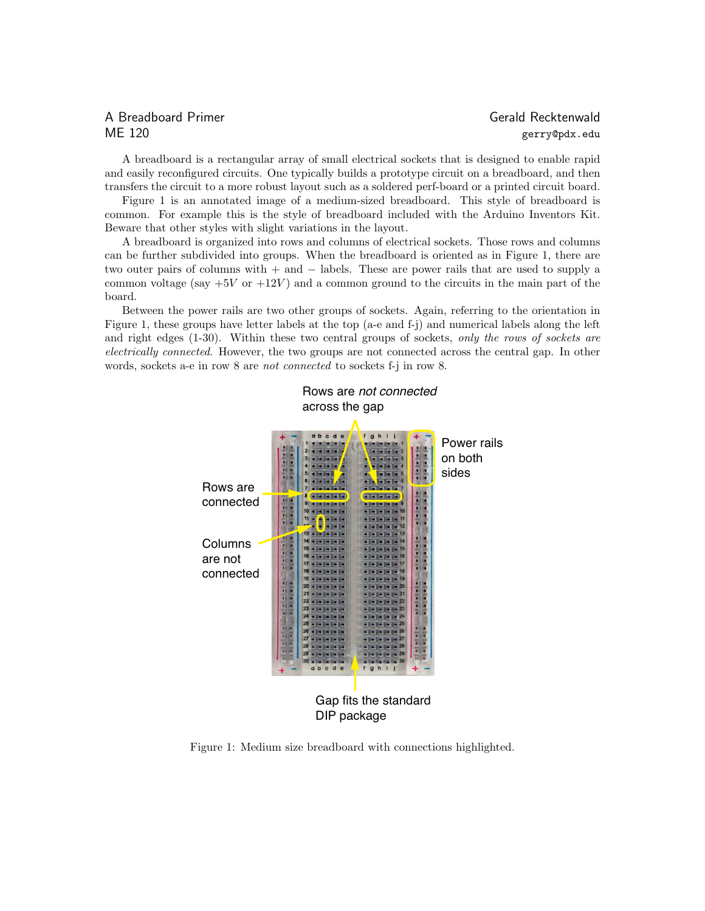A Breadboard Primer
ME 120

Gerald Recktenwald
gerry@pdx.edu

A breadboard is a rectangular array of small electrical sockets that is designed to enable rapid and easily reconfigured circuits. One typically builds a prototype circuit on a breadboard, and then transfers the circuit to a more robust layout such as a soldered perf-board or a printed circuit board.

Figure 1 is an annotated image of a medium-sized breadboard. This style of breadboard is common. For example this is the style of breadboard included with the Arduino Inventors Kit. Beware that other styles with slight variations in the layout.

A breadboard is organized into rows and columns of electrical sockets. Those rows and columns can be further subdivided into groups. When the breadboard is oriented as in Figure 1, there are two outer pairs of columns with + and − labels. These are power rails that are used to supply a common voltage (say $+5V$ or $+12V$) and a common ground to the circuits in the main part of the board.

Between the power rails are two other groups of sockets. Again, referring to the orientation in Figure 1, these groups have letter labels at the top (a-e and f-j) and numerical labels along the left and right edges (1-30). Within these two central groups of sockets, *only the rows of sockets are electrically connected.* However, the two groups are not connected across the central gap. In other words, sockets a-e in row 8 are *not connected* to sockets f-j in row 8.

Figure 1: Medium size breadboard with connections highlighted.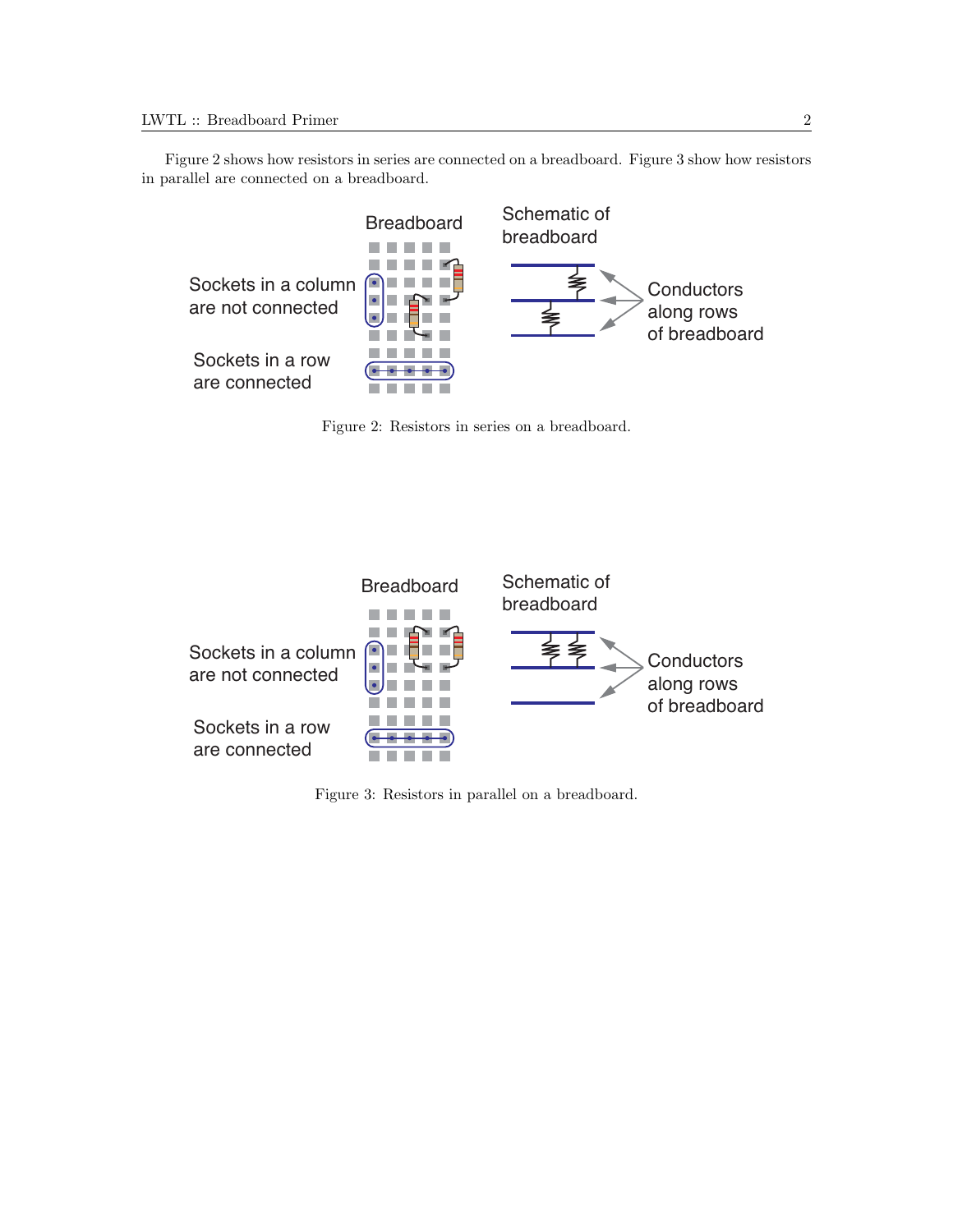Figure 2 shows how resistors in series are connected on a breadboard. Figure 3 show how resistors in parallel are connected on a breadboard.

Breadboard

Schematic of breadboard

Sockets in a column are not connected

Sockets in a row are connected

Conductors along rows of breadboard

Figure 2: Resistors in series on a breadboard.

Breadboard

Schematic of breadboard

Sockets in a column are not connected

Sockets in a row are connected

Conductors along rows of breadboard

Figure 3: Resistors in parallel on a breadboard.